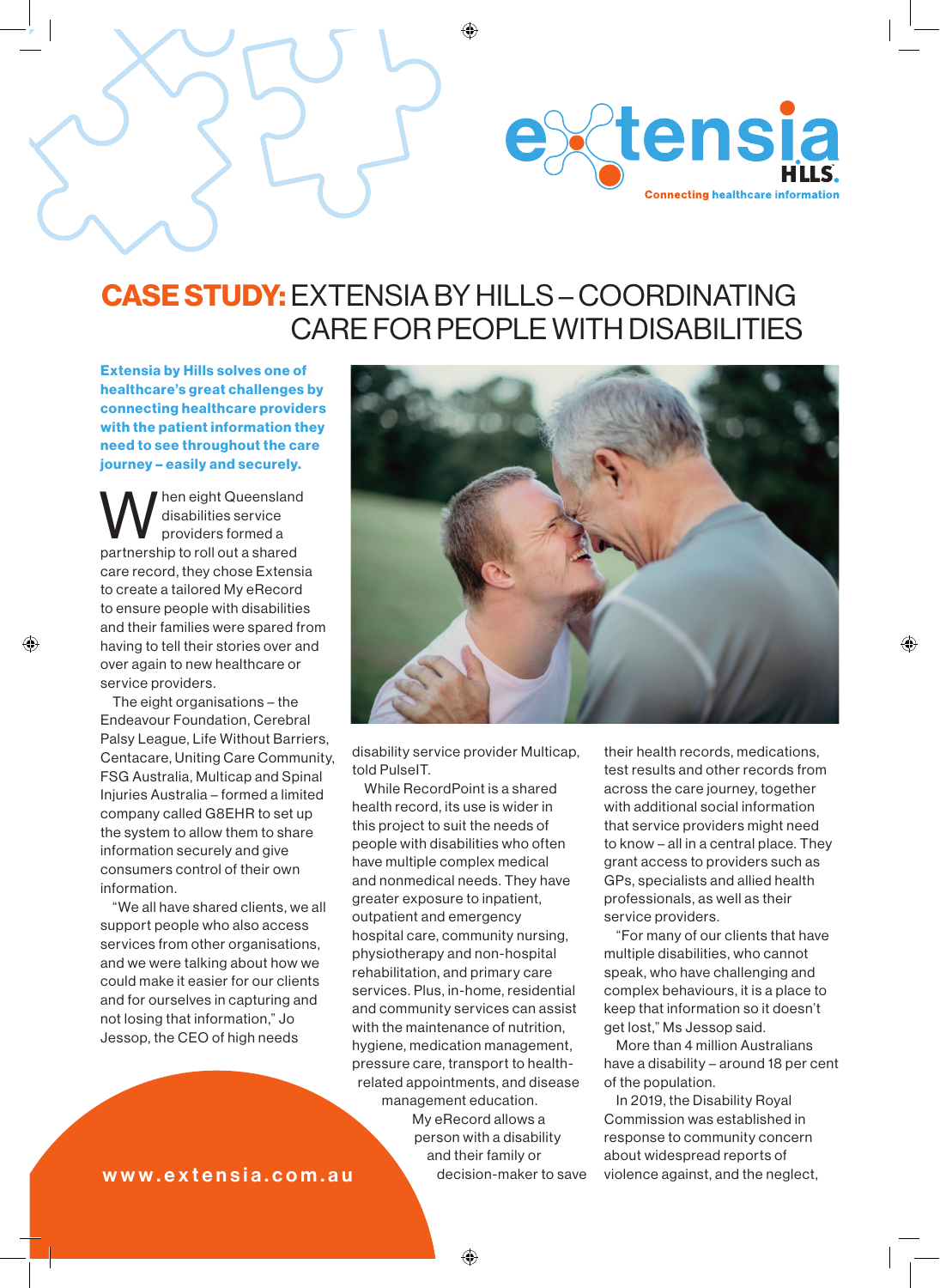extensia HILLS. Connecting healthcare information

# CASE STUDY: EXTENSIA BY HILLS – COORDINATING CARE FOR PEOPLE WITH DISABILITIES

**Extensia by Hills solves one of healthcare's great challenges by connecting healthcare providers with the patient information they need to see throughout the care journey – easily and securely.**

When eight Queensland disabilities service providers formed a partnership to roll out a shared care record, they chose Extensia to create a tailored My eRecord to ensure people with disabilities and their families were spared from having to tell their stories over and over again to new healthcare or service providers.

The eight organisations – the Endeavour Foundation, Cerebral Palsy League, Life Without Barriers, Centacare, Uniting Care Community, FSG Australia, Multicap and Spinal Injuries Australia – formed a limited company called G8EHR to set up the system to allow them to share information securely and give consumers control of their own information.

"We all have shared clients, we all support people who also access services from other organisations, and we were talking about how we could make it easier for our clients and for ourselves in capturing and not losing that information," Jo Jessop, the CEO of high needs disability service provider Multicap, told PulseIT.

While RecordPoint is a shared health record, its use is wider in this project to suit the needs of people with disabilities who often have multiple complex medical and nonmedical needs. They have greater exposure to inpatient, outpatient and emergency hospital care, community nursing, physiotherapy and non-hospital rehabilitation, and primary care services. Plus, in-home, residential and community services can assist with the maintenance of nutrition, hygiene, medication management, pressure care, transport to health-related appointments, and disease management education.

My eRecord allows a person with a disability and their family or decision-maker to save their health records, medications, test results and other records from across the care journey, together with additional social information that service providers might need to know – all in a central place. They grant access to providers such as GPs, specialists and allied health professionals, as well as their service providers.

"For many of our clients that have multiple disabilities, who cannot speak, who have challenging and complex behaviours, it is a place to keep that information so it doesn't get lost," Ms Jessop said.

More than 4 million Australians have a disability – around 18 per cent of the population.

In 2019, the Disability Royal Commission was established in response to community concern about widespread reports of violence against, and the neglect,

www.extensia.com.au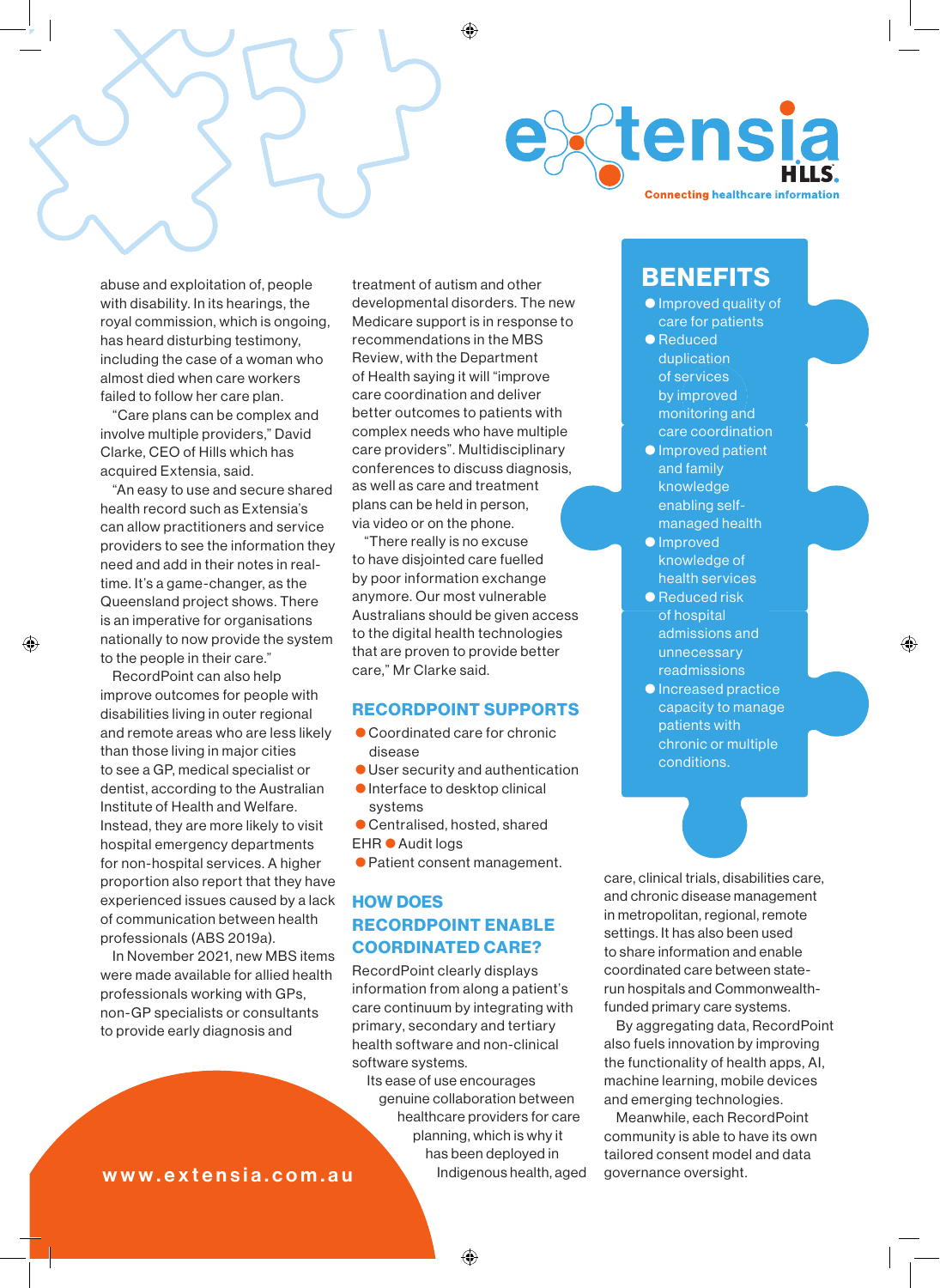abuse and exploitation of, people with disability. In its hearings, the royal commission, which is ongoing, has heard disturbing testimony, including the case of a woman who almost died when care workers failed to follow her care plan.

"Care plans can be complex and involve multiple providers," David Clarke, CEO of Hills which has acquired Extensia, said.

"An easy to use and secure shared health record such as Extensia's can allow practitioners and service providers to see the information they need and add in their notes in real-time. It's a game-changer, as the Queensland project shows. There is an imperative for organisations nationally to now provide the system to the people in their care."

RecordPoint can also help improve outcomes for people with disabilities living in outer regional and remote areas who are less likely than those living in major cities to see a GP, medical specialist or dentist, according to the Australian Institute of Health and Welfare. Instead, they are more likely to visit hospital emergency departments for non-hospital services. A higher proportion also report that they have experienced issues caused by a lack of communication between health professionals (ABS 2019a).

In November 2021, new MBS items were made available for allied health professionals working with GPs, non-GP specialists or consultants to provide early diagnosis and treatment of autism and other developmental disorders. The new Medicare support is in response to recommendations in the MBS Review, with the Department of Health saying it will "improve care coordination and deliver better outcomes to patients with complex needs who have multiple care providers". Multidisciplinary conferences to discuss diagnosis, as well as care and treatment plans can be held in person, via video or on the phone.

"There really is no excuse to have disjointed care fuelled by poor information exchange anymore. Our most vulnerable Australians should be given access to the digital health technologies that are proven to provide better care," Mr Clarke said.

## RECORDPOINT SUPPORTS

- Coordinated care for chronic disease
- User security and authentication
- Interface to desktop clinical systems
- Centralised, hosted, shared EHR
- Audit logs
- Patient consent management.

## HOW DOES RECORDPOINT ENABLE COORDINATED CARE?

RecordPoint clearly displays information from along a patient's care continuum by integrating with primary, secondary and tertiary health software and non-clinical software systems.

Its ease of use encourages genuine collaboration between healthcare providers for care planning, which is why it has been deployed in Indigenous health, aged care, clinical trials, disabilities care, and chronic disease management in metropolitan, regional, remote settings. It has also been used to share information and enable coordinated care between state-run hospitals and Commonwealth-funded primary care systems.

By aggregating data, RecordPoint also fuels innovation by improving the functionality of health apps, AI, machine learning, mobile devices and emerging technologies.

Meanwhile, each RecordPoint community is able to have its own tailored consent model and data governance oversight.

## BENEFITS

- Improved quality of care for patients
- Reduced duplication of services by improved monitoring and care coordination
- Improved patient and family knowledge enabling self-managed health
- Improved knowledge of health services
- Reduced risk of hospital admissions and unnecessary readmissions
- Increased practice capacity to manage patients with chronic or multiple conditions.

extensia HILLS.

Connecting healthcare information

www.extensia.com.au